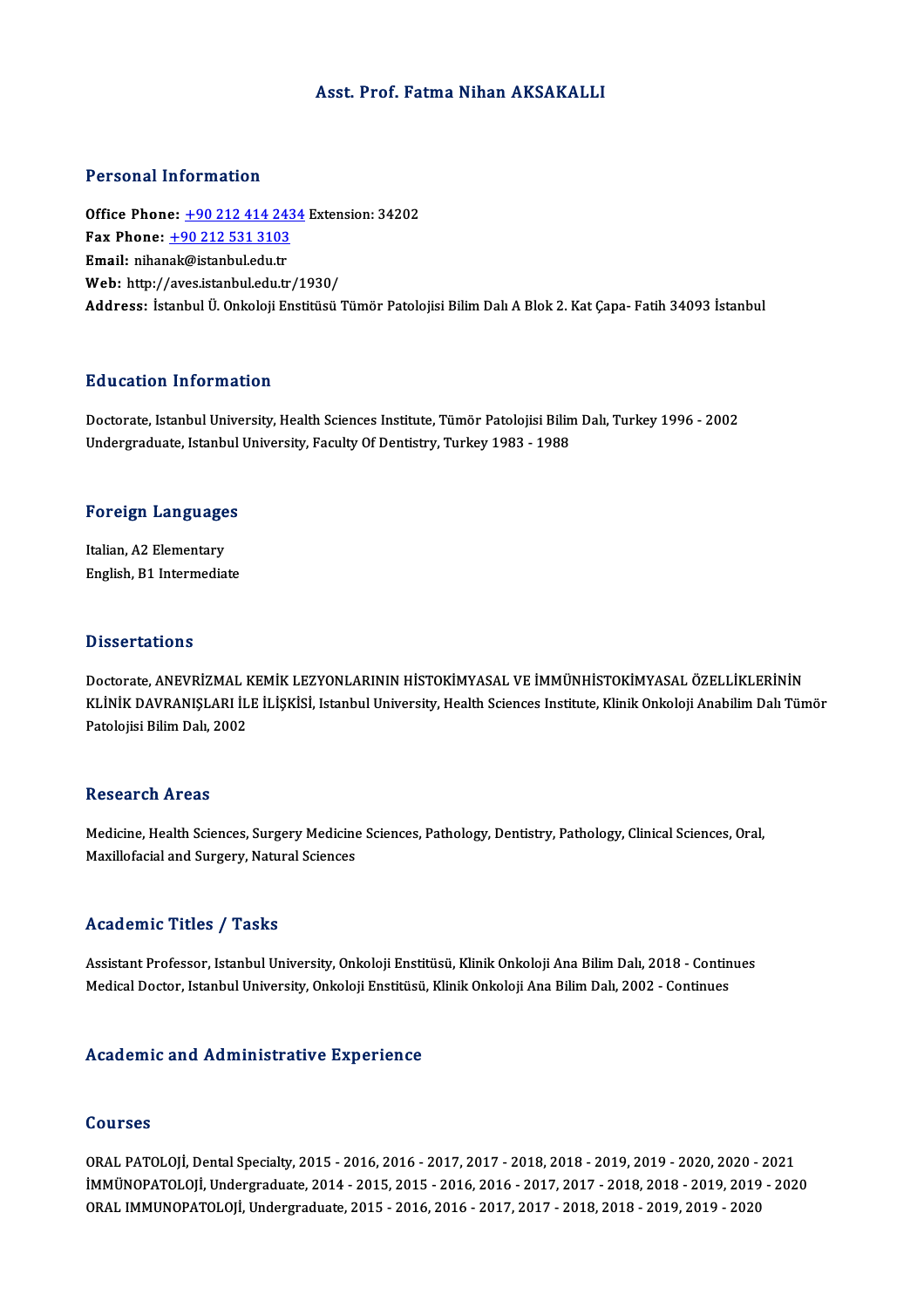# Asst. Prof. Fatma Nihan AKSAKALLI

## Personal Information

**Office Phone:** +90 212 414 2434 Extension: 34202
**Fax Phone:** +90 212 531 3103
**Email:** nihanak@istanbul.edu.tr
**Web:** http://aves.istanbul.edu.tr/1930/
**Address:** İstanbul Ü. Onkoloji Enstitüsü Tümör Patolojisi Bilim Dalı A Blok 2. Kat Çapa- Fatih 34093 İstanbul

## Education Information

Doctorate, Istanbul University, Health Sciences Institute, Tümör Patolojisi Bilim Dalı, Turkey 1996 - 2002
Undergraduate, Istanbul University, Faculty Of Dentistry, Turkey 1983 - 1988

## Foreign Languages

Italian, A2 Elementary
English, B1 Intermediate

## Dissertations

Doctorate, ANEVRİZMAL KEMİK LEZYONLARININ HİSTOKİMYASAL VE İMMÜNHİSTOKİMYASAL ÖZELLİKLERİNİN KLİNİK DAVRANIŞLARI İLE İLİŞKİSİ, Istanbul University, Health Sciences Institute, Klinik Onkoloji Anabilim Dalı Tümör Patolojisi Bilim Dalı, 2002

## Research Areas

Medicine, Health Sciences, Surgery Medicine Sciences, Pathology, Dentistry, Pathology, Clinical Sciences, Oral, Maxillofacial and Surgery, Natural Sciences

## Academic Titles / Tasks

Assistant Professor, Istanbul University, Onkoloji Enstitüsü, Klinik Onkoloji Ana Bilim Dalı, 2018 - Continues
Medical Doctor, Istanbul University, Onkoloji Enstitüsü, Klinik Onkoloji Ana Bilim Dalı, 2002 - Continues

## Academic and Administrative Experience

### Courses

ORAL PATOLOJİ, Dental Specialty, 2015 - 2016, 2016 - 2017, 2017 - 2018, 2018 - 2019, 2019 - 2020, 2020 - 2021
İMMÜNOPATOLOJİ, Undergraduate, 2014 - 2015, 2015 - 2016, 2016 - 2017, 2017 - 2018, 2018 - 2019, 2019 - 2020
ORAL IMMUNOPATOLOJİ, Undergraduate, 2015 - 2016, 2016 - 2017, 2017 - 2018, 2018 - 2019, 2019 - 2020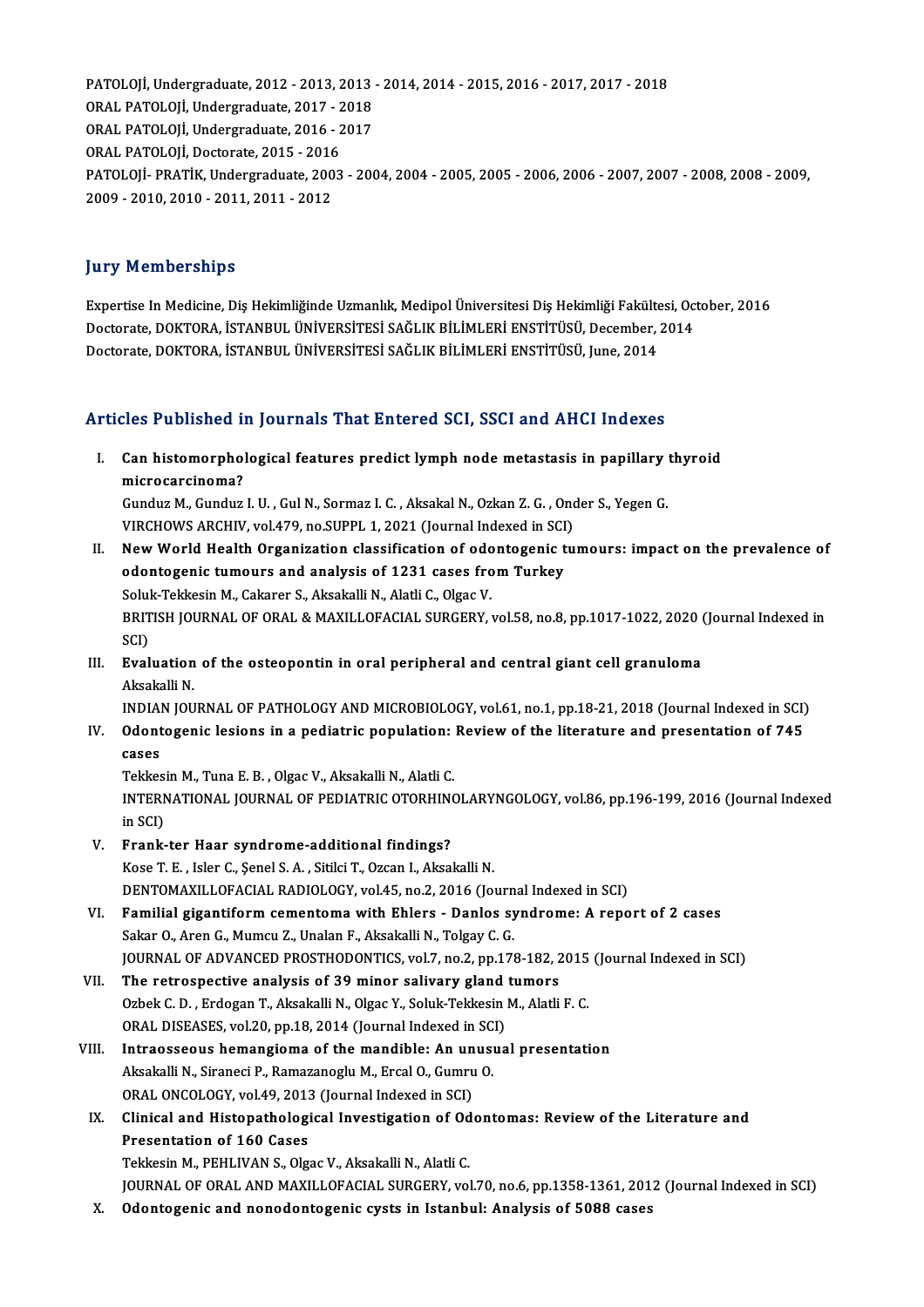PATOLOJİ, Undergraduate, 2012 - 2013, 2013 - 2014, 2014 - 2015, 2016 - 2017, 2017 - 2018
ORAL PATOLOJİ, Undergraduate, 2017 - 2018
ORAL PATOLOJİ, Undergraduate, 2016 - 2017
ORAL PATOLOJİ, Doctorate, 2015 - 2016
PATOLOJİ- PRATİK, Undergraduate, 2003 - 2004, 2004 - 2005, 2005 - 2006, 2006 - 2007, 2007 - 2008, 2008 - 2009, 2009 - 2010, 2010 - 2011, 2011 - 2012

## Jury Memberships

Expertise In Medicine, Diş Hekimliğinde Uzmanlık, Medipol Üniversitesi Diş Hekimliği Fakültesi, October, 2016
Doctorate, DOKTORA, İSTANBUL ÜNİVERSİTESİ SAĞLIK BİLİMLERİ ENSTİTÜSÜ, December, 2014
Doctorate, DOKTORA, İSTANBUL ÜNİVERSİTESİ SAĞLIK BİLİMLERİ ENSTİTÜSÜ, June, 2014

## Articles Published in Journals That Entered SCI, SSCI and AHCI Indexes

I. **Can histomorphological features predict lymph node metastasis in papillary thyroid microcarcinoma?**
Gunduz M., Gunduz I. U. , Gul N., Sormaz I. C. , Aksakal N., Ozkan Z. G. , Onder S., Yegen G.
VIRCHOWS ARCHIV, vol.479, no.SUPPL 1, 2021 (Journal Indexed in SCI)

II. **New World Health Organization classification of odontogenic tumours: impact on the prevalence of odontogenic tumours and analysis of 1231 cases from Turkey**
Soluk-Tekkesin M., Cakarer S., Aksakalli N., Alatli C., Olgac V.
BRITISH JOURNAL OF ORAL & MAXILLOFACIAL SURGERY, vol.58, no.8, pp.1017-1022, 2020 (Journal Indexed in SCI)

III. **Evaluation of the osteopontin in oral peripheral and central giant cell granuloma**
Aksakalli N.
INDIAN JOURNAL OF PATHOLOGY AND MICROBIOLOGY, vol.61, no.1, pp.18-21, 2018 (Journal Indexed in SCI)

IV. **Odontogenic lesions in a pediatric population: Review of the literature and presentation of 745 cases**
Tekkesin M., Tuna E. B. , Olgac V., Aksakalli N., Alatli C.
INTERNATIONAL JOURNAL OF PEDIATRIC OTORHINOLARYNGOLOGY, vol.86, pp.196-199, 2016 (Journal Indexed in SCI)

V. **Frank-ter Haar syndrome-additional findings?**
Kose T. E. , Isler C., Şenel S. A. , Sitilci T., Ozcan I., Aksakalli N.
DENTOMAXILLOFACIAL RADIOLOGY, vol.45, no.2, 2016 (Journal Indexed in SCI)

VI. **Familial gigantiform cementoma with Ehlers - Danlos syndrome: A report of 2 cases**
Sakar O., Aren G., Mumcu Z., Unalan F., Aksakalli N., Tolgay C. G.
JOURNAL OF ADVANCED PROSTHODONTICS, vol.7, no.2, pp.178-182, 2015 (Journal Indexed in SCI)

VII. **The retrospective analysis of 39 minor salivary gland tumors**
Ozbek C. D. , Erdogan T., Aksakalli N., Olgac Y., Soluk-Tekkesin M., Alatli F. C.
ORAL DISEASES, vol.20, pp.18, 2014 (Journal Indexed in SCI)

VIII. **Intraosseous hemangioma of the mandible: An unusual presentation**
Aksakalli N., Siraneci P., Ramazanoglu M., Ercal O., Gumru O.
ORAL ONCOLOGY, vol.49, 2013 (Journal Indexed in SCI)

IX. **Clinical and Histopathological Investigation of Odontomas: Review of the Literature and Presentation of 160 Cases**
Tekkesin M., PEHLIVAN S., Olgac V., Aksakalli N., Alatli C.
JOURNAL OF ORAL AND MAXILLOFACIAL SURGERY, vol.70, no.6, pp.1358-1361, 2012 (Journal Indexed in SCI)

X. **Odontogenic and nonodontogenic cysts in Istanbul: Analysis of 5088 cases**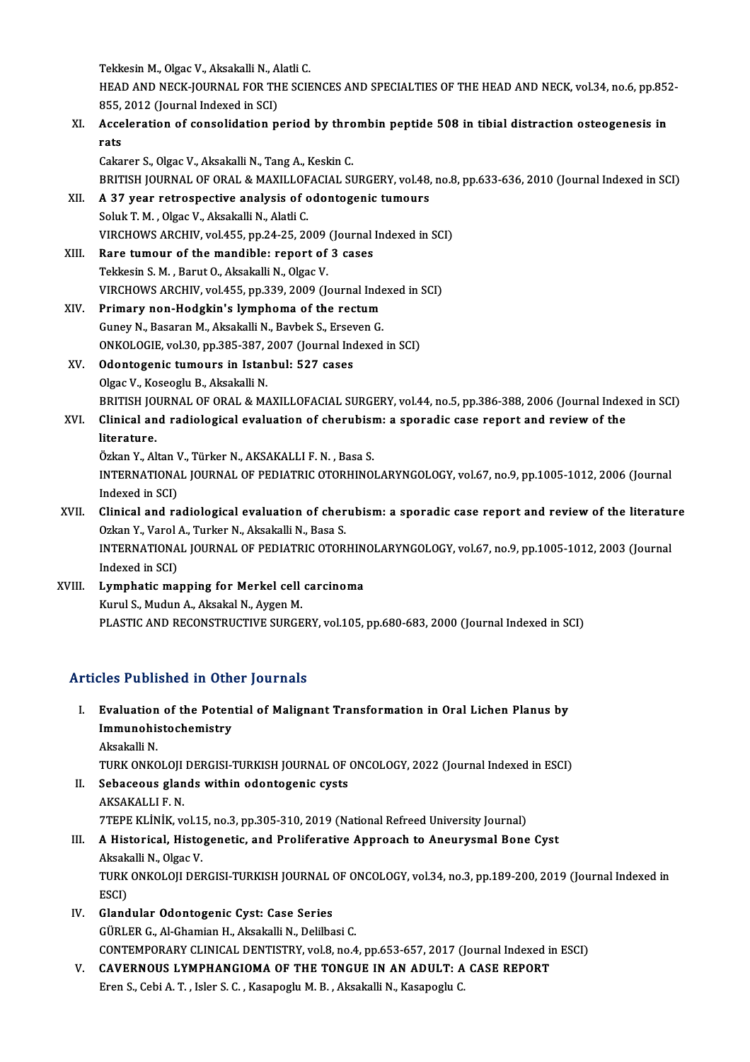Tekkesin M., Olgac V., Aksakalli N., Alatli C.
HEAD AND NECK-JOURNAL FOR THE SCIENCES AND SPECIALTIES OF THE HEAD AND NECK, vol.34, no.6, pp.852-855, 2012 (Journal Indexed in SCI)

XI. **Acceleration of consolidation period by thrombin peptide 508 in tibial distraction osteogenesis in rats**
Cakarer S., Olgac V., Aksakalli N., Tang A., Keskin C.
BRITISH JOURNAL OF ORAL & MAXILLOFACIAL SURGERY, vol.48, no.8, pp.633-636, 2010 (Journal Indexed in SCI)

XII. **A 37 year retrospective analysis of odontogenic tumours**
Soluk T. M. , Olgac V., Aksakalli N., Alatli C.
VIRCHOWS ARCHIV, vol.455, pp.24-25, 2009 (Journal Indexed in SCI)

XIII. **Rare tumour of the mandible: report of 3 cases**
Tekkesin S. M. , Barut O., Aksakalli N., Olgac V.
VIRCHOWS ARCHIV, vol.455, pp.339, 2009 (Journal Indexed in SCI)

XIV. **Primary non-Hodgkin's lymphoma of the rectum**
Guney N., Basaran M., Aksakalli N., Bavbek S., Erseven G.
ONKOLOGIE, vol.30, pp.385-387, 2007 (Journal Indexed in SCI)

XV. **Odontogenic tumours in Istanbul: 527 cases**
Olgac V., Koseoglu B., Aksakalli N.
BRITISH JOURNAL OF ORAL & MAXILLOFACIAL SURGERY, vol.44, no.5, pp.386-388, 2006 (Journal Indexed in SCI)

XVI. **Clinical and radiological evaluation of cherubism: a sporadic case report and review of the literature.**
Özkan Y., Altan V., Türker N., AKSAKALLI F. N. , Basa S.
INTERNATIONAL JOURNAL OF PEDIATRIC OTORHINOLARYNGOLOGY, vol.67, no.9, pp.1005-1012, 2006 (Journal Indexed in SCI)

XVII. **Clinical and radiological evaluation of cherubism: a sporadic case report and review of the literature**
Ozkan Y., Varol A., Turker N., Aksakalli N., Basa S.
INTERNATIONAL JOURNAL OF PEDIATRIC OTORHINOLARYNGOLOGY, vol.67, no.9, pp.1005-1012, 2003 (Journal Indexed in SCI)

XVIII. **Lymphatic mapping for Merkel cell carcinoma**
Kurul S., Mudun A., Aksakal N., Aygen M.
PLASTIC AND RECONSTRUCTIVE SURGERY, vol.105, pp.680-683, 2000 (Journal Indexed in SCI)

## Articles Published in Other Journals

I. **Evaluation of the Potential of Malignant Transformation in Oral Lichen Planus by Immunohistochemistry**
Aksakalli N.
TURK ONKOLOJI DERGISI-TURKISH JOURNAL OF ONCOLOGY, 2022 (Journal Indexed in ESCI)

II. **Sebaceous glands within odontogenic cysts**
AKSAKALLI F. N.
7TEPE KLİNİK, vol.15, no.3, pp.305-310, 2019 (National Refreed University Journal)

III. **A Historical, Histogenetic, and Proliferative Approach to Aneurysmal Bone Cyst**
Aksakalli N., Olgac V.
TURK ONKOLOJI DERGISI-TURKISH JOURNAL OF ONCOLOGY, vol.34, no.3, pp.189-200, 2019 (Journal Indexed in ESCI)

IV. **Glandular Odontogenic Cyst: Case Series**
GÜRLER G., Al-Ghamian H., Aksakalli N., Delilbasi C.
CONTEMPORARY CLINICAL DENTISTRY, vol.8, no.4, pp.653-657, 2017 (Journal Indexed in ESCI)

V. **CAVERNOUS LYMPHANGIOMA OF THE TONGUE IN AN ADULT: A CASE REPORT**
Eren S., Cebi A. T. , Isler S. C. , Kasapoglu M. B. , Aksakalli N., Kasapoglu C.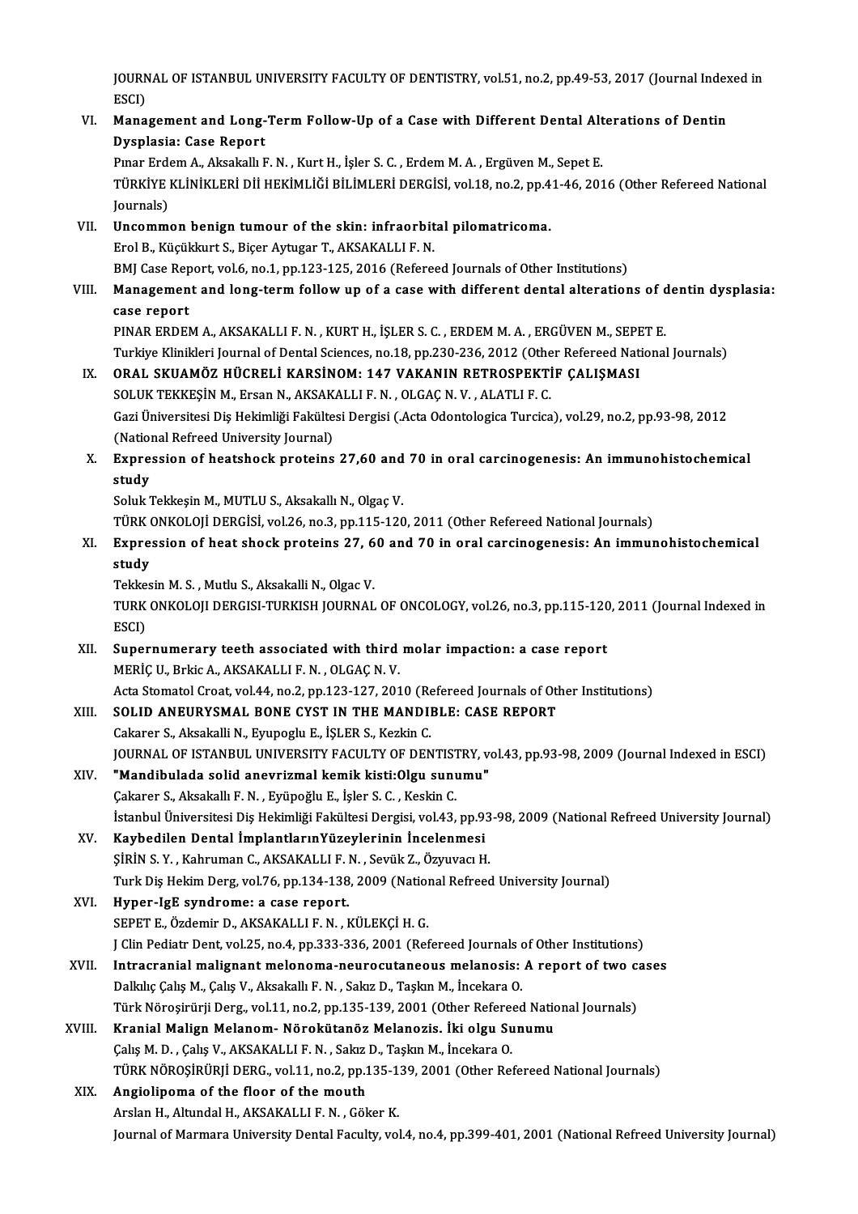JOURNAL OF ISTANBUL UNIVERSITY FACULTY OF DENTISTRY, vol.51, no.2, pp.49-53, 2017 (Journal Indexed in ESCI)

VI. **Management and Long-Term Follow-Up of a Case with Different Dental Alterations of Dentin Dysplasia: Case Report**
Pınar Erdem A., Aksakallı F. N. , Kurt H., İşler S. C. , Erdem M. A. , Ergüven M., Sepet E.
TÜRKİYE KLİNİKLERİ DİŞ HEKİMLİĞİ BİLİMLERİ DERGİSİ, vol.18, no.2, pp.41-46, 2016 (Other Refereed National Journals)

VII. **Uncommon benign tumour of the skin: infraorbital pilomatricoma.**
Erol B., Küçükkurt S., Biçer Aytugar T., AKSAKALLI F. N.
BMJ Case Report, vol.6, no.1, pp.123-125, 2016 (Refereed Journals of Other Institutions)

VIII. **Management and long-term follow up of a case with different dental alterations of dentin dysplasia: case report**
PINAR ERDEM A., AKSAKALLI F. N. , KURT H., İŞLER S. C. , ERDEM M. A. , ERGÜVEN M., SEPET E.
Turkiye Klinikleri Journal of Dental Sciences, no.18, pp.230-236, 2012 (Other Refereed National Journals)

IX. **ORAL SKUAMÖZ HÜCRELİ KARSİNOM: 147 VAKANIN RETROSPEKTİF ÇALIŞMASI**
SOLUK TEKKEŞİN M., Ersan N., AKSAKALLI F. N. , OLGAÇ N. V. , ALATLI F. C.
Gazi Üniversitesi Diş Hekimliği Fakültesi Dergisi (.Acta Odontologica Turcica), vol.29, no.2, pp.93-98, 2012 (National Refreed University Journal)

X. **Expression of heatshock proteins 27,60 and 70 in oral carcinogenesis: An immunohistochemical study**
Soluk Tekkeşin M., MUTLU S., Aksakallı N., Olgaç V.
TÜRK ONKOLOJİ DERGİSİ, vol.26, no.3, pp.115-120, 2011 (Other Refereed National Journals)

XI. **Expression of heat shock proteins 27, 60 and 70 in oral carcinogenesis: An immunohistochemical study**
Tekkesin M. S. , Mutlu S., Aksakalli N., Olgac V.
TURK ONKOLOJI DERGISI-TURKISH JOURNAL OF ONCOLOGY, vol.26, no.3, pp.115-120, 2011 (Journal Indexed in ESCI)

XII. **Supernumerary teeth associated with third molar impaction: a case report**
MERİÇ U., Brkic A., AKSAKALLI F. N. , OLGAÇ N. V.
Acta Stomatol Croat, vol.44, no.2, pp.123-127, 2010 (Refereed Journals of Other Institutions)

XIII. **SOLID ANEURYSMAL BONE CYST IN THE MANDIBLE: CASE REPORT**
Cakarer S., Aksakalli N., Eyupoglu E., İŞLER S., Kezkin C.
JOURNAL OF ISTANBUL UNIVERSITY FACULTY OF DENTISTRY, vol.43, pp.93-98, 2009 (Journal Indexed in ESCI)

XIV. **"Mandibulada solid anevrizmal kemik kisti:Olgu sunumu"**
Çakarer S., Aksakallı F. N. , Eyüpoğlu E., İşler S. C. , Keskin C.
İstanbul Üniversitesi Diş Hekimliği Fakültesi Dergisi, vol.43, pp.93-98, 2009 (National Refreed University Journal)

XV. **Kaybedilen Dental İmplantlarınYüzeylerinin İncelenmesi**
ŞİRİN S. Y. , Kahruman C., AKSAKALLI F. N. , Sevük Z., Özyuvacı H.
Turk Diş Hekim Derg, vol.76, pp.134-138, 2009 (National Refreed University Journal)

XVI. **Hyper-IgE syndrome: a case report.**
SEPET E., Özdemir D., AKSAKALLI F. N. , KÜLEKÇİ H. G.
J Clin Pediatr Dent, vol.25, no.4, pp.333-336, 2001 (Refereed Journals of Other Institutions)

XVII. **Intracranial malignant melonoma-neurocutaneous melanosis: A report of two cases**
Dalkılıç Çalış M., Çalış V., Aksakallı F. N. , Sakız D., Taşkın M., İncekara O.
Türk Nöroşirürji Derg., vol.11, no.2, pp.135-139, 2001 (Other Refereed National Journals)

XVIII. **Kranial Malign Melanom- Nörokütanöz Melanozis. İki olgu Sunumu**
Çalış M. D. , Çalış V., AKSAKALLI F. N. , Sakız D., Taşkın M., İncekara O.
TÜRK NÖROŞİRÜRJİ DERG., vol.11, no.2, pp.135-139, 2001 (Other Refereed National Journals)

XIX. **Angiolipoma of the floor of the mouth**
Arslan H., Altundal H., AKSAKALLI F. N. , Göker K.
Journal of Marmara University Dental Faculty, vol.4, no.4, pp.399-401, 2001 (National Refreed University Journal)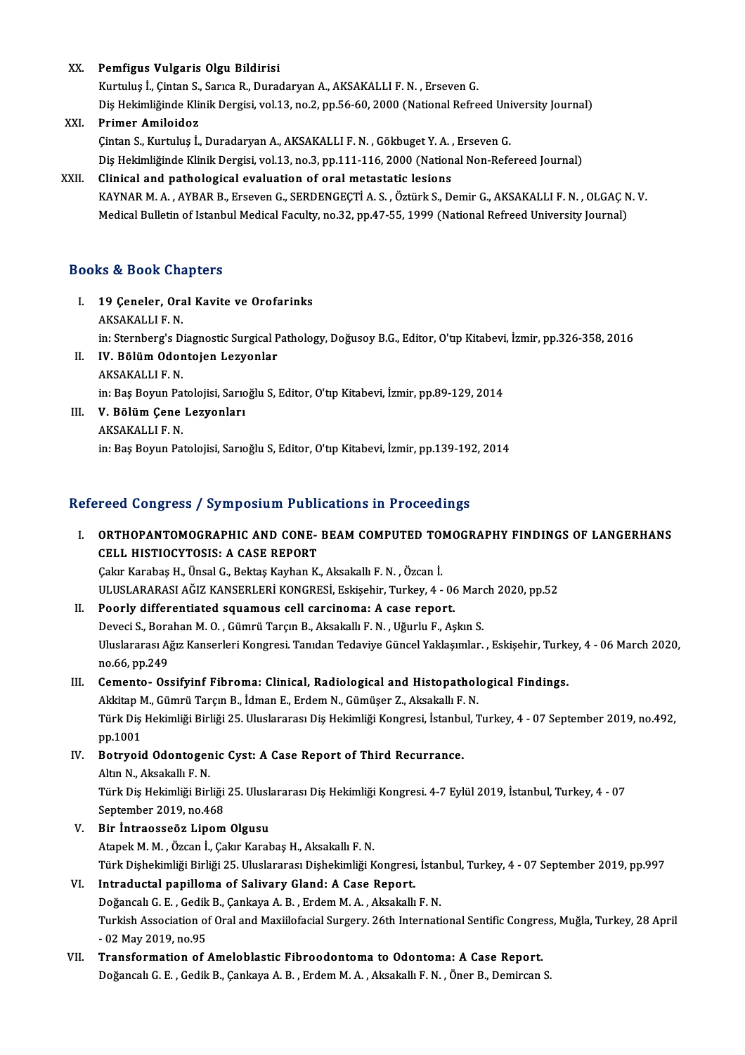XX. **Pemfigus Vulgaris Olgu Bildirisi**
Kurtuluş İ., Çintan S., Sarıca R., Duradaryan A., AKSAKALLI F. N. , Erseven G.
Diş Hekimliğinde Klinik Dergisi, vol.13, no.2, pp.56-60, 2000 (National Refreed University Journal)

XXI. **Primer Amiloidoz**
Çintan S., Kurtuluş İ., Duradaryan A., AKSAKALLI F. N. , Gökbuget Y. A. , Erseven G.
Diş Hekimliğinde Klinik Dergisi, vol.13, no.3, pp.111-116, 2000 (National Non-Refereed Journal)

XXII. **Clinical and pathological evaluation of oral metastatic lesions**
KAYNAR M. A. , AYBAR B., Erseven G., SERDENGEÇTİ A. S. , Öztürk S., Demir G., AKSAKALLI F. N. , OLGAÇ N. V.
Medical Bulletin of Istanbul Medical Faculty, no.32, pp.47-55, 1999 (National Refreed University Journal)

## Books & Book Chapters

I. **19 Çeneler, Oral Kavite ve Orofarinks**
AKSAKALLI F. N.
in: Sternberg's Diagnostic Surgical Pathology, Doğusoy B.G., Editor, O'tıp Kitabevi, İzmir, pp.326-358, 2016

II. **IV. Bölüm Odontojen Lezyonlar**
AKSAKALLI F. N.
in: Baş Boyun Patolojisi, Sarıoğlu S, Editor, O'tıp Kitabevi, İzmir, pp.89-129, 2014

III. **V. Bölüm Çene Lezyonları**
AKSAKALLI F. N.
in: Baş Boyun Patolojisi, Sarıoğlu S, Editor, O'tıp Kitabevi, İzmir, pp.139-192, 2014

## Refereed Congress / Symposium Publications in Proceedings

I. **ORTHOPANTOMOGRAPHIC AND CONE- BEAM COMPUTED TOMOGRAPHY FINDINGS OF LANGERHANS CELL HISTIOCYTOSIS: A CASE REPORT**
Çakır Karabaş H., Ünsal G., Bektaş Kayhan K., Aksakallı F. N. , Özcan İ.
ULUSLARARASI AĞIZ KANSERLERİ KONGRESİ, Eskişehir, Turkey, 4 - 06 March 2020, pp.52

II. **Poorly differentiated squamous cell carcinoma: A case report.**
Deveci S., Borahan M. O. , Gümrü Tarçın B., Aksakallı F. N. , Uğurlu F., Aşkın S.
Uluslararası Ağız Kanserleri Kongresi. Tanıdan Tedaviye Güncel Yaklaşımlar. , Eskişehir, Turkey, 4 - 06 March 2020, no.66, pp.249

III. **Cemento- Ossifyinf Fibroma: Clinical, Radiological and Histopathological Findings.**
Akkitap M., Gümrü Tarçın B., İdman E., Erdem N., Gümüşer Z., Aksakallı F. N.
Türk Diş Hekimliği Birliği 25. Uluslararası Diş Hekimliği Kongresi, İstanbul, Turkey, 4 - 07 September 2019, no.492, pp.1001

IV. **Botryoid Odontogenic Cyst: A Case Report of Third Recurrance.**
Altın N., Aksakallı F. N.
Türk Diş Hekimliği Birliği 25. Uluslararası Diş Hekimliği Kongresi. 4-7 Eylül 2019, İstanbul, Turkey, 4 - 07 September 2019, no.468

V. **Bir İntraosseöz Lipom Olgusu**
Atapek M. M. , Özcan İ., Çakır Karabaş H., Aksakallı F. N.
Türk Dişhekimliği Birliği 25. Uluslararası Dişhekimliği Kongresi, İstanbul, Turkey, 4 - 07 September 2019, pp.997

VI. **Intraductal papilloma of Salivary Gland: A Case Report.**
Doğancalı G. E. , Gedik B., Çankaya A. B. , Erdem M. A. , Aksakallı F. N.
Turkish Association of Oral and Maxiilofacial Surgery. 26th International Sentific Congress, Muğla, Turkey, 28 April - 02 May 2019, no.95

VII. **Transformation of Ameloblastic Fibroodontoma to Odontoma: A Case Report.**
Doğancalı G. E. , Gedik B., Çankaya A. B. , Erdem M. A. , Aksakallı F. N. , Öner B., Demircan S.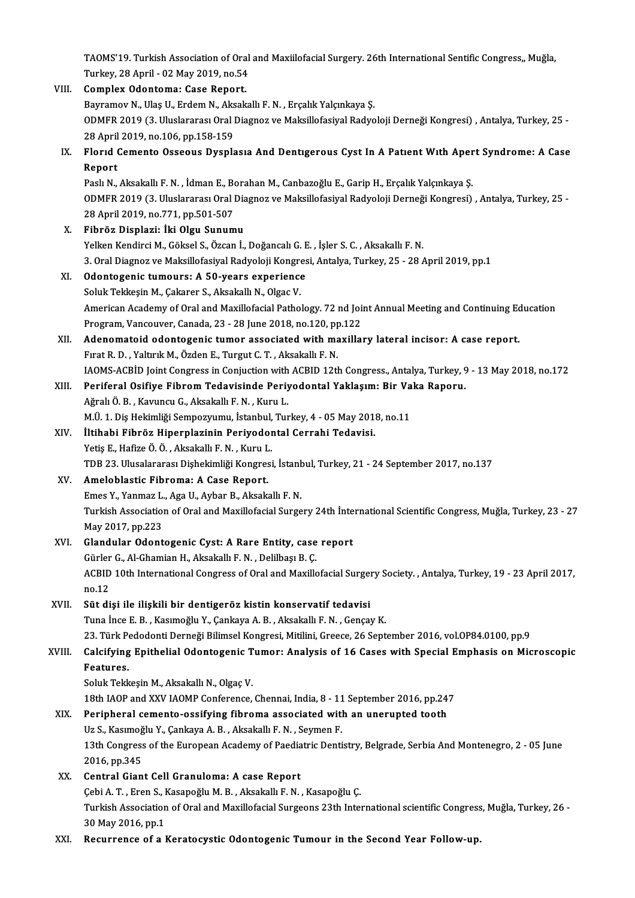TAOMS'19. Turkish Association of Oral and Maxiilofacial Surgery. 26th International Sentific Congress,, Muğla, Turkey, 28 April - 02 May 2019, no.54

VIII. **Complex Odontoma: Case Report.**
Bayramov N., Ulaş U., Erdem N., Aksakallı F. N. , Erçalık Yalçınkaya Ş.
ODMFR 2019 (3. Uluslararası Oral Diagnoz ve Maksillofasiyal Radyoloji Derneği Kongresi) , Antalya, Turkey, 25 - 28 April 2019, no.106, pp.158-159

IX. **Florıd Cemento Osseous Dysplasıa And Dentıgerous Cyst In A Patıent Wıth Apert Syndrome: A Case Report**
Paslı N., Aksakallı F. N. , İdman E., Borahan M., Canbazoğlu E., Garip H., Erçalık Yalçınkaya Ş.
ODMFR 2019 (3. Uluslararası Oral Diagnoz ve Maksillofasiyal Radyoloji Derneği Kongresi) , Antalya, Turkey, 25 - 28 April 2019, no.771, pp.501-507

X. **Fibröz Displazi: İki Olgu Sunumu**
Yelken Kendirci M., Göksel S., Özcan İ., Doğancalı G. E. , İşler S. C. , Aksakallı F. N.
3. Oral Diagnoz ve Maksillofasiyal Radyoloji Kongresi, Antalya, Turkey, 25 - 28 April 2019, pp.1

XI. **Odontogenic tumours: A 50-years experience**
Soluk Tekkeşin M., Çakarer S., Aksakallı N., Olgac V.
American Academy of Oral and Maxillofacial Pathology. 72 nd Joint Annual Meeting and Continuing Education Program, Vancouver, Canada, 23 - 28 June 2018, no.120, pp.122

XII. **Adenomatoid odontogenic tumor associated with maxillary lateral incisor: A case report.**
Fırat R. D. , Yaltırık M., Özden E., Turgut C. T. , Aksakallı F. N.
IAOMS-ACBİD Joint Congress in Conjuction with ACBID 12th Congress., Antalya, Turkey, 9 - 13 May 2018, no.172

XIII. **Periferal Osifiye Fibrom Tedavisinde Periyodontal Yaklaşım: Bir Vaka Raporu.**
Ağralı Ö. B. , Kavuncu G., Aksakallı F. N. , Kuru L.
M.Ü. 1. Diş Hekimliği Sempozyumu, İstanbul, Turkey, 4 - 05 May 2018, no.11

XIV. **İltihabi Fibröz Hiperplazinin Periyodontal Cerrahi Tedavisi.**
Yetiş E., Hafize Ö. Ö. , Aksakallı F. N. , Kuru L.
TDB 23. Ulusalararası Dişhekimliği Kongresi, İstanbul, Turkey, 21 - 24 September 2017, no.137

XV. **Ameloblastic Fibroma: A Case Report.**
Emes Y., Yanmaz L., Aga U., Aybar B., Aksakallı F. N.
Turkish Association of Oral and Maxillofacial Surgery 24th İnternational Scientific Congress, Muğla, Turkey, 23 - 27 May 2017, pp.223

XVI. **Glandular Odontogenic Cyst: A Rare Entity, case report**
Gürler G., Al-Ghamian H., Aksakallı F. N. , Delilbaşı B. Ç.
ACBID 10th International Congress of Oral and Maxillofacial Surgery Society. , Antalya, Turkey, 19 - 23 April 2017, no.12

XVII. **Süt dişi ile ilişkili bir dentigeröz kistin konservatif tedavisi**
Tuna İnce E. B. , Kasımoğlu Y., Çankaya A. B. , Aksakallı F. N. , Gençay K.
23. Türk Pedodonti Derneği Bilimsel Kongresi, Mitilini, Greece, 26 September 2016, vol.OP84.0100, pp.9

XVIII. **Calcifying Epithelial Odontogenic Tumor: Analysis of 16 Cases with Special Emphasis on Microscopic Features.**
Soluk Tekkeşin M., Aksakallı N., Olgaç V.
18th IAOP and XXV IAOMP Conference, Chennai, India, 8 - 11 September 2016, pp.247

XIX. **Peripheral cemento-ossifying fibroma associated with an unerupted tooth**
Uz S., Kasımoğlu Y., Çankaya A. B. , Aksakallı F. N. , Seymen F.
13th Congress of the European Academy of Paediatric Dentistry, Belgrade, Serbia And Montenegro, 2 - 05 June 2016, pp.345

XX. **Central Giant Cell Granuloma: A case Report**
Çebi A. T. , Eren S., Kasapoğlu M. B. , Aksakallı F. N. , Kasapoğlu Ç.
Turkish Association of Oral and Maxillofacial Surgeons 23th International scientific Congress, Muğla, Turkey, 26 - 30 May 2016, pp.1

XXI. **Recurrence of a Keratocystic Odontogenic Tumour in the Second Year Follow-up.**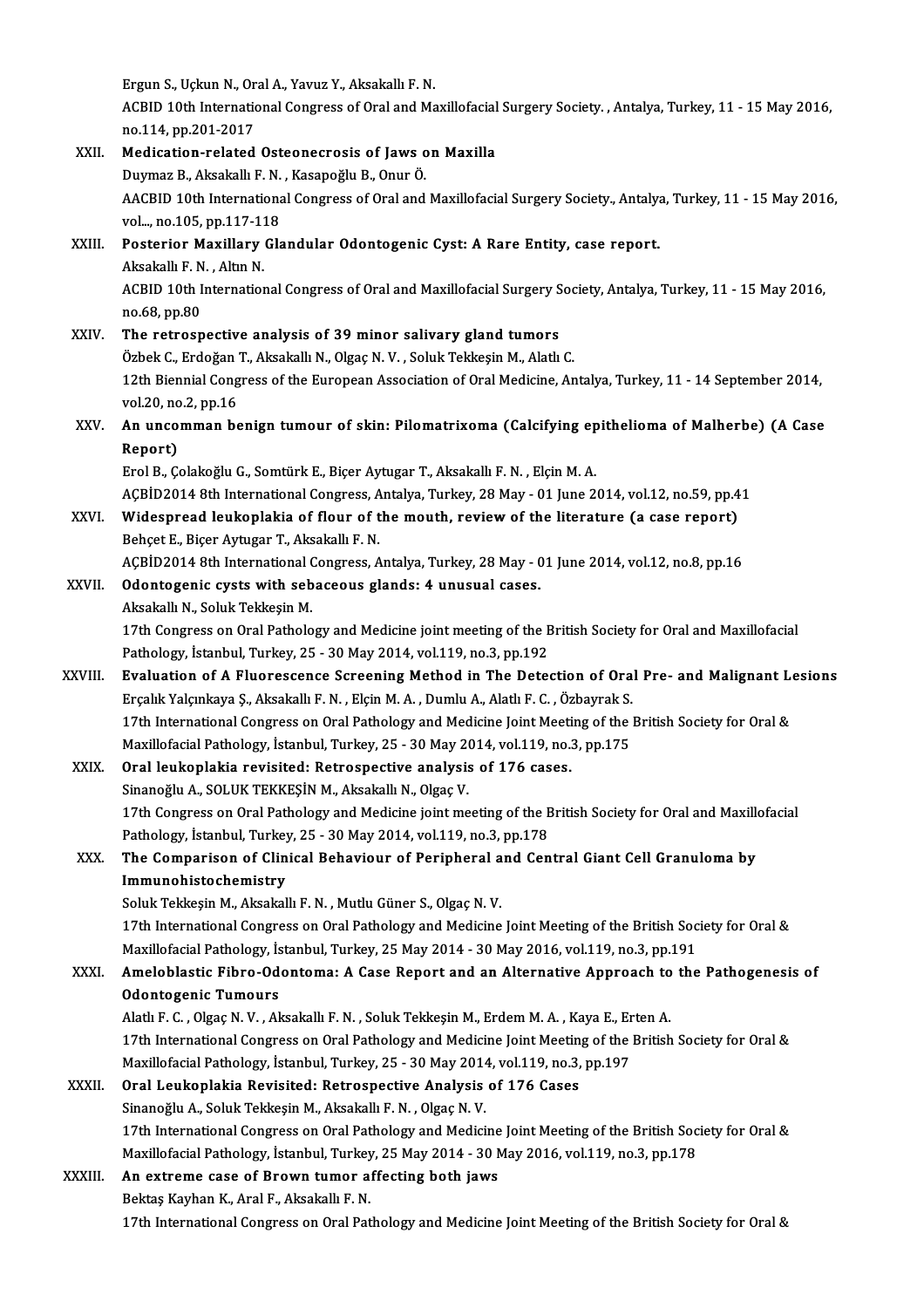Ergun S., Uçkun N., Oral A., Yavuz Y., Aksakallı F. N.
ACBID 10th International Congress of Oral and Maxillofacial Surgery Society. , Antalya, Turkey, 11 - 15 May 2016, no.114, pp.201-2017

XXII. **Medication-related Osteonecrosis of Jaws on Maxilla**
Duymaz B., Aksakallı F. N. , Kasapoğlu B., Onur Ö.
AACBID 10th International Congress of Oral and Maxillofacial Surgery Society., Antalya, Turkey, 11 - 15 May 2016, vol..., no.105, pp.117-118

XXIII. **Posterior Maxillary Glandular Odontogenic Cyst: A Rare Entity, case report.**
Aksakallı F. N. , Altın N.
ACBID 10th International Congress of Oral and Maxillofacial Surgery Society, Antalya, Turkey, 11 - 15 May 2016, no.68, pp.80

XXIV. **The retrospective analysis of 39 minor salivary gland tumors**
Özbek C., Erdoğan T., Aksakallı N., Olgaç N. V. , Soluk Tekkeşin M., Alatlı C.
12th Biennial Congress of the European Association of Oral Medicine, Antalya, Turkey, 11 - 14 September 2014, vol.20, no.2, pp.16

XXV. **An uncomman benign tumour of skin: Pilomatrixoma (Calcifying epithelioma of Malherbe) (A Case Report)**
Erol B., Çolakoğlu G., Somtürk E., Biçer Aytugar T., Aksakallı F. N. , Elçin M. A.
AÇBİD2014 8th International Congress, Antalya, Turkey, 28 May - 01 June 2014, vol.12, no.59, pp.41

XXVI. **Widespread leukoplakia of flour of the mouth, review of the literature (a case report)**
Behçet E., Biçer Aytugar T., Aksakallı F. N.
AÇBİD2014 8th International Congress, Antalya, Turkey, 28 May - 01 June 2014, vol.12, no.8, pp.16

XXVII. **Odontogenic cysts with sebaceous glands: 4 unusual cases.**
Aksakallı N., Soluk Tekkeşin M.
17th Congress on Oral Pathology and Medicine joint meeting of the British Society for Oral and Maxillofacial Pathology, İstanbul, Turkey, 25 - 30 May 2014, vol.119, no.3, pp.192

XXVIII. **Evaluation of A Fluorescence Screening Method in The Detection of Oral Pre- and Malignant Lesions**
Erçalık Yalçınkaya Ş., Aksakallı F. N. , Elçin M. A. , Dumlu A., Alatlı F. C. , Özbayrak S.
17th International Congress on Oral Pathology and Medicine Joint Meeting of the British Society for Oral & Maxillofacial Pathology, İstanbul, Turkey, 25 - 30 May 2014, vol.119, no.3, pp.175

XXIX. **Oral leukoplakia revisited: Retrospective analysis of 176 cases.**
Sinanoğlu A., SOLUK TEKKEŞİN M., Aksakallı N., Olgaç V.
17th Congress on Oral Pathology and Medicine joint meeting of the British Society for Oral and Maxillofacial Pathology, İstanbul, Turkey, 25 - 30 May 2014, vol.119, no.3, pp.178

XXX. **The Comparison of Clinical Behaviour of Peripheral and Central Giant Cell Granuloma by Immunohistochemistry**
Soluk Tekkeşin M., Aksakallı F. N. , Mutlu Güner S., Olgaç N. V.
17th International Congress on Oral Pathology and Medicine Joint Meeting of the British Society for Oral & Maxillofacial Pathology, İstanbul, Turkey, 25 May 2014 - 30 May 2016, vol.119, no.3, pp.191

XXXI. **Ameloblastic Fibro-Odontoma: A Case Report and an Alternative Approach to the Pathogenesis of Odontogenic Tumours**
Alatlı F. C. , Olgaç N. V. , Aksakallı F. N. , Soluk Tekkeşin M., Erdem M. A. , Kaya E., Erten A.
17th International Congress on Oral Pathology and Medicine Joint Meeting of the British Society for Oral & Maxillofacial Pathology, İstanbul, Turkey, 25 - 30 May 2014, vol.119, no.3, pp.197

XXXII. **Oral Leukoplakia Revisited: Retrospective Analysis of 176 Cases**
Sinanoğlu A., Soluk Tekkeşin M., Aksakallı F. N. , Olgaç N. V.
17th International Congress on Oral Pathology and Medicine Joint Meeting of the British Society for Oral & Maxillofacial Pathology, İstanbul, Turkey, 25 May 2014 - 30 May 2016, vol.119, no.3, pp.178

XXXIII. **An extreme case of Brown tumor affecting both jaws**
Bektaş Kayhan K., Aral F., Aksakallı F. N.
17th International Congress on Oral Pathology and Medicine Joint Meeting of the British Society for Oral &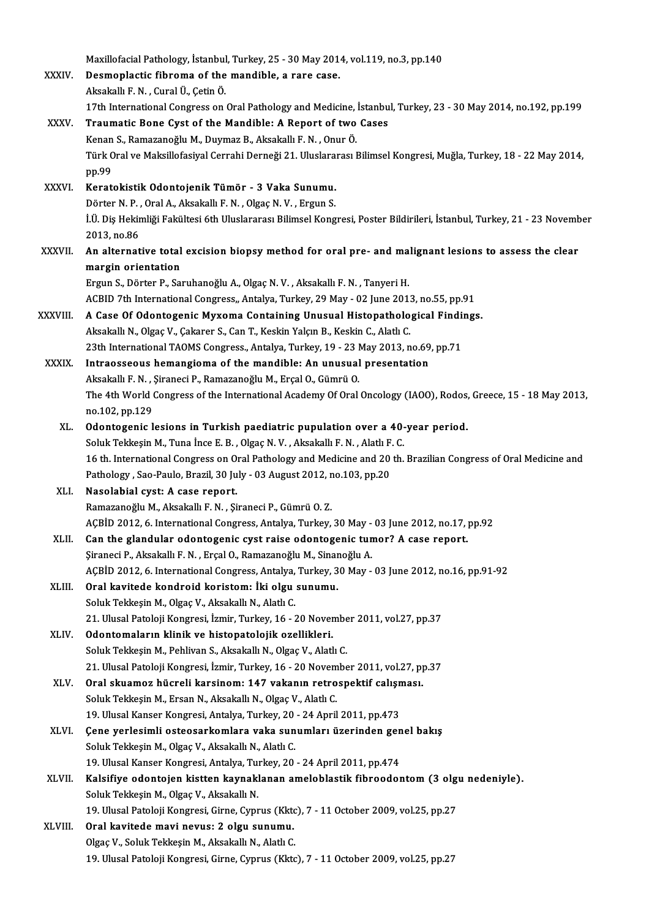Maxillofacial Pathology, İstanbul, Turkey, 25 - 30 May 2014, vol.119, no.3, pp.140

XXXIV. **Desmoplactic fibroma of the mandible, a rare case.**
Aksakallı F. N. , Cural Ü., Çetin Ö.
17th International Congress on Oral Pathology and Medicine, İstanbul, Turkey, 23 - 30 May 2014, no.192, pp.199

XXXV. **Traumatic Bone Cyst of the Mandible: A Report of two Cases**
Kenan S., Ramazanoğlu M., Duymaz B., Aksakallı F. N. , Onur Ö.
Türk Oral ve Maksillofasiyal Cerrahi Derneği 21. Uluslararası Bilimsel Kongresi, Muğla, Turkey, 18 - 22 May 2014, pp.99

XXXVI. **Keratokistik Odontojenik Tümör - 3 Vaka Sunumu.**
Dörter N. P. , Oral A., Aksakallı F. N. , Olgaç N. V. , Ergun S.
İ.Ü. Diş Hekimliği Fakültesi 6th Uluslararası Bilimsel Kongresi, Poster Bildirileri, İstanbul, Turkey, 21 - 23 November 2013, no.86

XXXVII. **An alternative total excision biopsy method for oral pre- and malignant lesions to assess the clear margin orientation**
Ergun S., Dörter P., Saruhanoğlu A., Olgaç N. V. , Aksakallı F. N. , Tanyeri H.
ACBID 7th International Congress,, Antalya, Turkey, 29 May - 02 June 2013, no.55, pp.91

XXXVIII. **A Case Of Odontogenic Myxoma Containing Unusual Histopathological Findings.**
Aksakallı N., Olgaç V., Çakarer S., Can T., Keskin Yalçın B., Keskin C., Alatlı C.
23th International TAOMS Congress., Antalya, Turkey, 19 - 23 May 2013, no.69, pp.71

XXXIX. **Intraosseous hemangioma of the mandible: An unusual presentation**
Aksakallı F. N. , Şiraneci P., Ramazanoğlu M., Erçal O., Gümrü O.
The 4th World Congress of the International Academy Of Oral Oncology (IAOO), Rodos, Greece, 15 - 18 May 2013, no.102, pp.129

XL. **Odontogenic lesions in Turkish paediatric pupulation over a 40-year period.**
Soluk Tekkeşin M., Tuna İnce E. B. , Olgaç N. V. , Aksakallı F. N. , Alatlı F. C.
16 th. International Congress on Oral Pathology and Medicine and 20 th. Brazilian Congress of Oral Medicine and Pathology , Sao-Paulo, Brazil, 30 July - 03 August 2012, no.103, pp.20

XLI. **Nasolabial cyst: A case report.**
Ramazanoğlu M., Aksakallı F. N. , Şiraneci P., Gümrü O. Z.
AÇBİD 2012, 6. International Congress, Antalya, Turkey, 30 May - 03 June 2012, no.17, pp.92

XLII. **Can the glandular odontogenic cyst raise odontogenic tumor? A case report.**
Şiraneci P., Aksakallı F. N. , Erçal O., Ramazanoğlu M., Sinanoğlu A.
AÇBİD 2012, 6. International Congress, Antalya, Turkey, 30 May - 03 June 2012, no.16, pp.91-92

XLIII. **Oral kavitede kondroid koristom: İki olgu sunumu.**
Soluk Tekkeşin M., Olgaç V., Aksakallı N., Alatlı C.
21. Ulusal Patoloji Kongresi, İzmir, Turkey, 16 - 20 November 2011, vol.27, pp.37

XLIV. **Odontomaların klinik ve histopatolojik ozellikleri.**
Soluk Tekkeşin M., Pehlivan S., Aksakallı N., Olgaç V., Alatlı C.
21. Ulusal Patoloji Kongresi, İzmir, Turkey, 16 - 20 November 2011, vol.27, pp.37

XLV. **Oral skuamoz hücreli karsinom: 147 vakanın retrospektif calışması.**
Soluk Tekkeşin M., Ersan N., Aksakallı N., Olgaç V., Alatlı C.
19. Ulusal Kanser Kongresi, Antalya, Turkey, 20 - 24 April 2011, pp.473

XLVI. **Çene yerlesimli osteosarkomlara vaka sunumları üzerinden genel bakış**
Soluk Tekkeşin M., Olgaç V., Aksakallı N., Alatlı C.
19. Ulusal Kanser Kongresi, Antalya, Turkey, 20 - 24 April 2011, pp.474

XLVII. **Kalsifiye odontojen kistten kaynaklanan ameloblastik fibroodontom (3 olgu nedeniyle).**
Soluk Tekkeşin M., Olgaç V., Aksakallı N.
19. Ulusal Patoloji Kongresi, Girne, Cyprus (Kktc), 7 - 11 October 2009, vol.25, pp.27

XLVIII. **Oral kavitede mavi nevus: 2 olgu sunumu.**
Olgaç V., Soluk Tekkeşin M., Aksakallı N., Alatlı C.
19. Ulusal Patoloji Kongresi, Girne, Cyprus (Kktc), 7 - 11 October 2009, vol.25, pp.27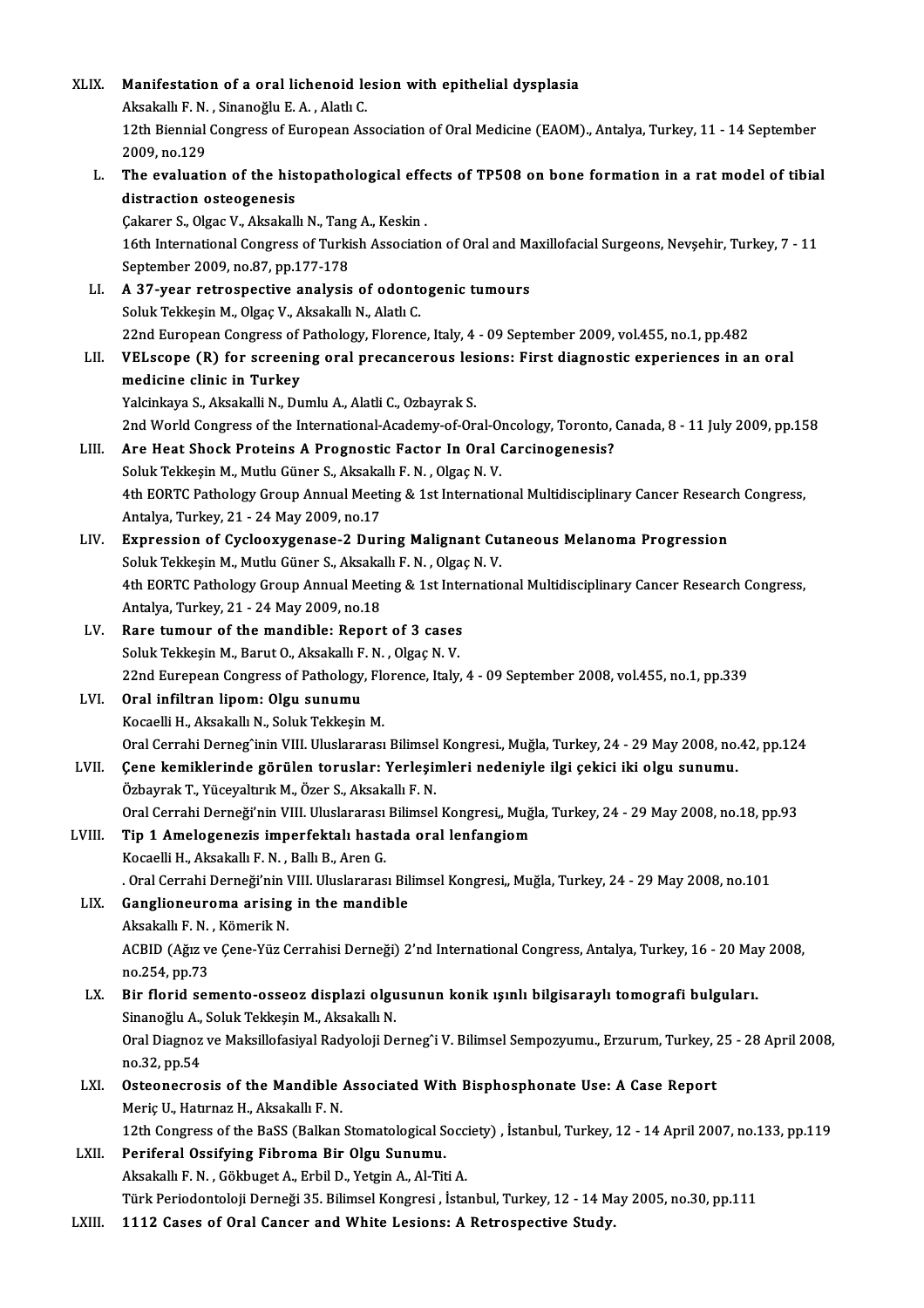XLIX. **Manifestation of a oral lichenoid lesion with epithelial dysplasia**
Aksakallı F. N. , Sinanoğlu E. A. , Alatlı C.
12th Biennial Congress of European Association of Oral Medicine (EAOM)., Antalya, Turkey, 11 - 14 September 2009, no.129

L. **The evaluation of the histopathological effects of TP508 on bone formation in a rat model of tibial distraction osteogenesis**
Çakarer S., Olgac V., Aksakallı N., Tang A., Keskin .
16th International Congress of Turkish Association of Oral and Maxillofacial Surgeons, Nevşehir, Turkey, 7 - 11 September 2009, no.87, pp.177-178

LI. **A 37-year retrospective analysis of odontogenic tumours**
Soluk Tekkeşin M., Olgaç V., Aksakallı N., Alatlı C.
22nd European Congress of Pathology, Florence, Italy, 4 - 09 September 2009, vol.455, no.1, pp.482

LII. **VELscope (R) for screening oral precancerous lesions: First diagnostic experiences in an oral medicine clinic in Turkey**
Yalcinkaya S., Aksakalli N., Dumlu A., Alatli C., Ozbayrak S.
2nd World Congress of the International-Academy-of-Oral-Oncology, Toronto, Canada, 8 - 11 July 2009, pp.158

LIII. **Are Heat Shock Proteins A Prognostic Factor In Oral Carcinogenesis?**
Soluk Tekkeşin M., Mutlu Güner S., Aksakallı F. N. , Olgaç N. V.
4th EORTC Pathology Group Annual Meeting & 1st International Multidisciplinary Cancer Research Congress, Antalya, Turkey, 21 - 24 May 2009, no.17

LIV. **Expression of Cyclooxygenase-2 During Malignant Cutaneous Melanoma Progression**
Soluk Tekkeşin M., Mutlu Güner S., Aksakallı F. N. , Olgaç N. V.
4th EORTC Pathology Group Annual Meeting & 1st International Multidisciplinary Cancer Research Congress, Antalya, Turkey, 21 - 24 May 2009, no.18

LV. **Rare tumour of the mandible: Report of 3 cases**
Soluk Tekkeşin M., Barut O., Aksakallı F. N. , Olgaç N. V.
22nd Eurepean Congress of Pathology, Florence, Italy, 4 - 09 September 2008, vol.455, no.1, pp.339

LVI. **Oral infiltran lipom: Olgu sunumu**
Kocaelli H., Aksakallı N., Soluk Tekkeşin M.
Oral Cerrahi Derneĝinin VIII. Uluslararası Bilimsel Kongresi., Muğla, Turkey, 24 - 29 May 2008, no.42, pp.124

LVII. **Çene kemiklerinde görülen toruslar: Yerleşimleri nedeniyle ilgi çekici iki olgu sunumu.**
Özbayrak T., Yüceyaltırık M., Özer S., Aksakallı F. N.
Oral Cerrahi Derneği'nin VIII. Uluslararası Bilimsel Kongresi,, Muğla, Turkey, 24 - 29 May 2008, no.18, pp.93

LVIII. **Tip 1 Amelogenezis imperfektalı hastada oral lenfangiom**
Kocaelli H., Aksakallı F. N. , Ballı B., Aren G.
. Oral Cerrahi Derneği'nin VIII. Uluslararası Bilimsel Kongresi,, Muğla, Turkey, 24 - 29 May 2008, no.101

LIX. **Ganglioneuroma arising in the mandible**
Aksakallı F. N. , Kömerik N.
ACBID (Ağız ve Çene-Yüz Cerrahisi Derneği) 2'nd International Congress, Antalya, Turkey, 16 - 20 May 2008, no.254, pp.73

LX. **Bir florid semento-osseoz displazi olgusunun konik ışınlı bilgisaraylı tomografi bulguları.**
Sinanoğlu A., Soluk Tekkeşin M., Aksakallı N.
Oral Diagnoz ve Maksillofasiyal Radyoloji Derneĝi V. Bilimsel Sempozyumu., Erzurum, Turkey, 25 - 28 April 2008, no.32, pp.54

LXI. **Osteonecrosis of the Mandible Associated With Bisphosphonate Use: A Case Report**
Meriç U., Hatırnaz H., Aksakallı F. N.
12th Congress of the BaSS (Balkan Stomatological Socciety) , İstanbul, Turkey, 12 - 14 April 2007, no.133, pp.119

LXII. **Periferal Ossifying Fibroma Bir Olgu Sunumu.**
Aksakallı F. N. , Gökbuget A., Erbil D., Yetgin A., Al-Titi A.
Türk Periodontoloji Derneği 35. Bilimsel Kongresi , İstanbul, Turkey, 12 - 14 May 2005, no.30, pp.111

LXIII. **1112 Cases of Oral Cancer and White Lesions: A Retrospective Study.**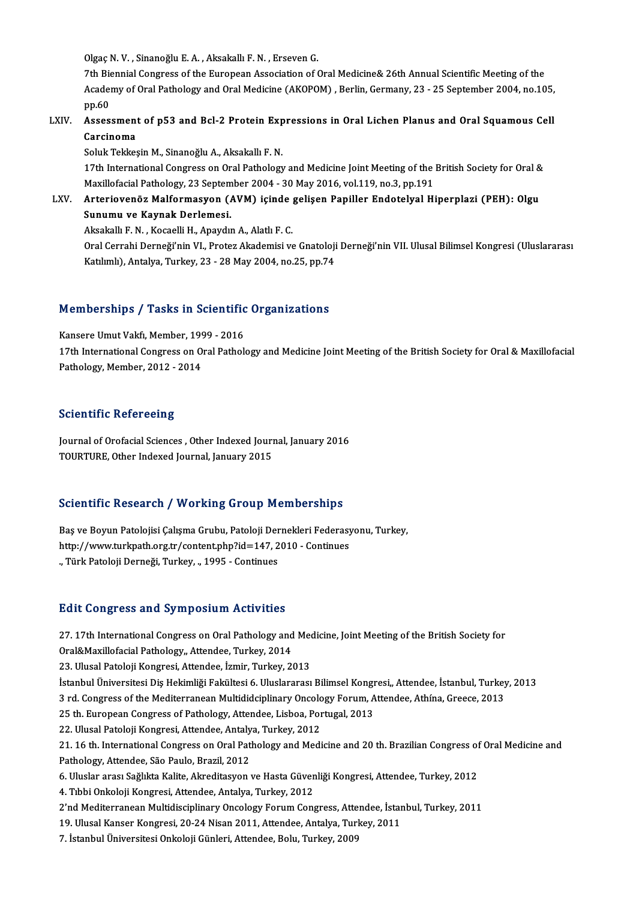Olgaç N. V. , Sinanoğlu E. A. , Aksakallı F. N. , Erseven G.
7th Biennial Congress of the European Association of Oral Medicine& 26th Annual Scientific Meeting of the Academy of Oral Pathology and Oral Medicine (AKOPOM) , Berlin, Germany, 23 - 25 September 2004, no.105, pp.60

LXIV. **Assessment of p53 and Bcl-2 Protein Expressions in Oral Lichen Planus and Oral Squamous Cell Carcinoma**
Soluk Tekkeşin M., Sinanoğlu A., Aksakallı F. N.
17th International Congress on Oral Pathology and Medicine Joint Meeting of the British Society for Oral & Maxillofacial Pathology, 23 September 2004 - 30 May 2016, vol.119, no.3, pp.191

LXV. **Arteriovenöz Malformasyon (AVM) içinde gelişen Papiller Endotelyal Hiperplazi (PEH): Olgu Sunumu ve Kaynak Derlemesi.**
Aksakallı F. N. , Kocaelli H., Apaydın A., Alatlı F. C.
Oral Cerrahi Derneği'nin VI., Protez Akademisi ve Gnatoloji Derneği'nin VII. Ulusal Bilimsel Kongresi (Uluslararası Katılımlı), Antalya, Turkey, 23 - 28 May 2004, no.25, pp.74

## Memberships / Tasks in Scientific Organizations

Kansere Umut Vakfı, Member, 1999 - 2016
17th International Congress on Oral Pathology and Medicine Joint Meeting of the British Society for Oral & Maxillofacial Pathology, Member, 2012 - 2014

## Scientific Refereeing

Journal of Orofacial Sciences , Other Indexed Journal, January 2016
TOURTURE, Other Indexed Journal, January 2015

## Scientific Research / Working Group Memberships

Baş ve Boyun Patolojisi Çalışma Grubu, Patoloji Dernekleri Federasyonu, Turkey, http://www.turkpath.org.tr/content.php?id=147, 2010 - Continues
., Türk Patoloji Derneği, Turkey, ., 1995 - Continues

## Edit Congress and Symposium Activities

27. 17th International Congress on Oral Pathology and Medicine, Joint Meeting of the British Society for Oral&Maxillofacial Pathology,, Attendee, Turkey, 2014
23. Ulusal Patoloji Kongresi, Attendee, İzmir, Turkey, 2013
İstanbul Üniversitesi Diş Hekimliği Fakültesi 6. Uluslararası Bilimsel Kongresi,, Attendee, İstanbul, Turkey, 2013
3 rd. Congress of the Mediterranean Multididciplinary Oncology Forum, Attendee, Athína, Greece, 2013
25 th. European Congress of Pathology, Attendee, Lisboa, Portugal, 2013
22. Ulusal Patoloji Kongresi, Attendee, Antalya, Turkey, 2012
21. 16 th. International Congress on Oral Pathology and Medicine and 20 th. Brazilian Congress of Oral Medicine and Pathology, Attendee, São Paulo, Brazil, 2012
6. Uluslar arası Sağlıkta Kalite, Akreditasyon ve Hasta Güvenliği Kongresi, Attendee, Turkey, 2012
4. Tıbbi Onkoloji Kongresi, Attendee, Antalya, Turkey, 2012
2'nd Mediterranean Multidisciplinary Oncology Forum Congress, Attendee, İstanbul, Turkey, 2011
19. Ulusal Kanser Kongresi, 20-24 Nisan 2011, Attendee, Antalya, Turkey, 2011
7. İstanbul Üniversitesi Onkoloji Günleri, Attendee, Bolu, Turkey, 2009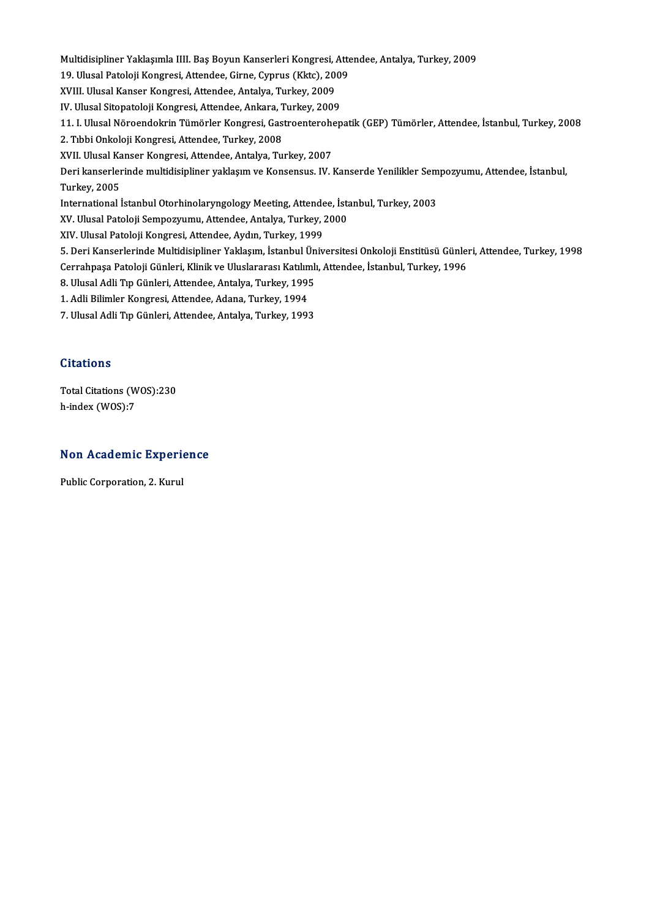Multidisipliner Yaklaşımla IIII. Baş Boyun Kanserleri Kongresi, Attendee, Antalya, Turkey, 2009
19. Ulusal Patoloji Kongresi, Attendee, Girne, Cyprus (Kktc), 2009
XVIII. Ulusal Kanser Kongresi, Attendee, Antalya, Turkey, 2009
IV. Ulusal Sitopatoloji Kongresi, Attendee, Ankara, Turkey, 2009
11. I. Ulusal Nöroendokrin Tümörler Kongresi, Gastroenterohepatik (GEP) Tümörler, Attendee, İstanbul, Turkey, 2008
2. Tıbbi Onkoloji Kongresi, Attendee, Turkey, 2008
XVII. Ulusal Kanser Kongresi, Attendee, Antalya, Turkey, 2007
Deri kanserlerinde multidisipliner yaklaşım ve Konsensus. IV. Kanserde Yenilikler Sempozyumu, Attendee, İstanbul, Turkey, 2005
International İstanbul Otorhinolaryngology Meeting, Attendee, İstanbul, Turkey, 2003
XV. Ulusal Patoloji Sempozyumu, Attendee, Antalya, Turkey, 2000
XIV. Ulusal Patoloji Kongresi, Attendee, Aydın, Turkey, 1999
5. Deri Kanserlerinde Multidisipliner Yaklaşım, İstanbul Üniversitesi Onkoloji Enstitüsü Günleri, Attendee, Turkey, 1998
Cerrahpaşa Patoloji Günleri, Klinik ve Uluslararası Katılımlı, Attendee, İstanbul, Turkey, 1996
8. Ulusal Adli Tıp Günleri, Attendee, Antalya, Turkey, 1995
1. Adli Bilimler Kongresi, Attendee, Adana, Turkey, 1994
7. Ulusal Adli Tıp Günleri, Attendee, Antalya, Turkey, 1993

## Citations

Total Citations (WOS):230
h-index (WOS):7

## Non Academic Experience

Public Corporation, 2. Kurul